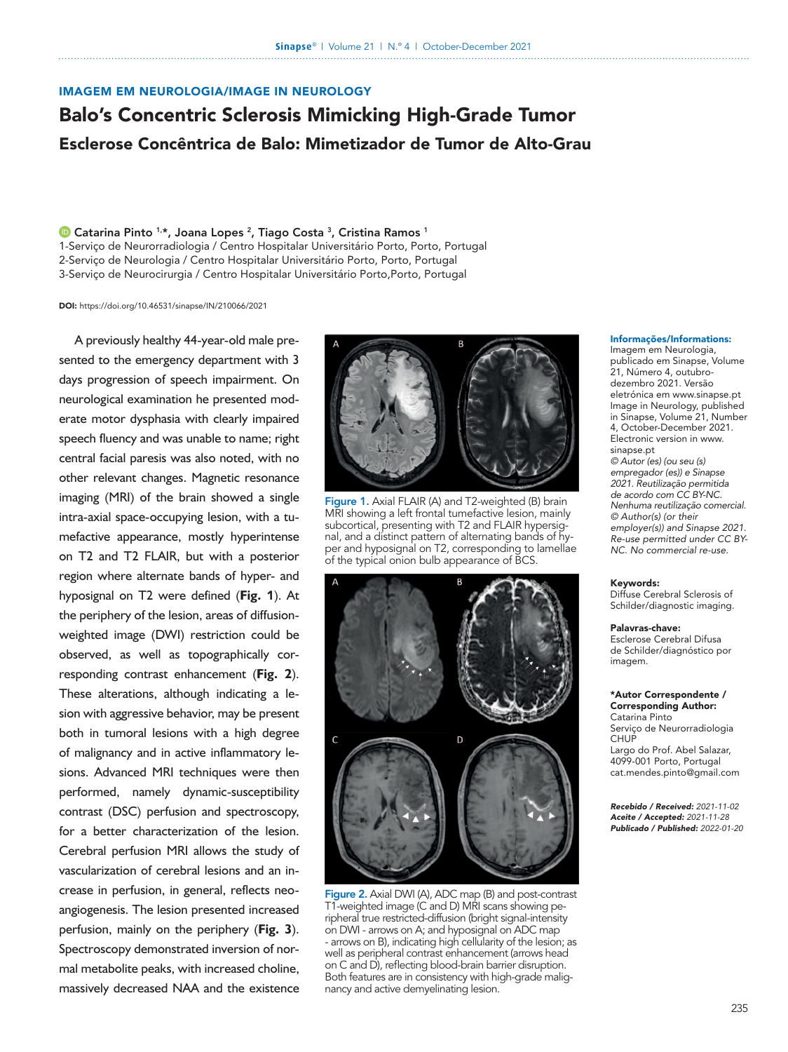IMAGEM EM NEUROLOGIA/IMAGE IN NEUROLOGY

# Balo's Concentric Sclerosis Mimicking High-Grade Tumor

## Esclerose Concêntrica de Balo: Mimetizador de Tumor de Alto-Grau

**Catarina Pinto [1,*], Joana Lopes [2], Tiago Costa [3], Cristina Ramos [1]**

1-Serviço de Neurorradiologia / Centro Hospitalar Universitário Porto, Porto, Portugal
2-Serviço de Neurologia / Centro Hospitalar Universitário Porto, Porto, Portugal
3-Serviço de Neurocirurgia / Centro Hospitalar Universitário Porto,Porto, Portugal

**DOI:** https://doi.org/10.46531/sinapse/IN/210066/2021

A previously healthy 44-year-old male presented to the emergency department with 3 days progression of speech impairment. On neurological examination he presented moderate motor dysphasia with clearly impaired speech fluency and was unable to name; right central facial paresis was also noted, with no other relevant changes. Magnetic resonance imaging (MRI) of the brain showed a single intra-axial space-occupying lesion, with a tumefactive appearance, mostly hyperintense on T2 and T2 FLAIR, but with a posterior region where alternate bands of hyper- and hyposignal on T2 were defined (**Fig. 1**). At the periphery of the lesion, areas of diffusion-weighted image (DWI) restriction could be observed, as well as topographically corresponding contrast enhancement (**Fig. 2**). These alterations, although indicating a lesion with aggressive behavior, may be present both in tumoral lesions with a high degree of malignancy and in active inflammatory lesions. Advanced MRI techniques were then performed, namely dynamic-susceptibility contrast (DSC) perfusion and spectroscopy, for a better characterization of the lesion. Cerebral perfusion MRI allows the study of vascularization of cerebral lesions and an increase in perfusion, in general, reflects neoangiogenesis. The lesion presented increased perfusion, mainly on the periphery (**Fig. 3**). Spectroscopy demonstrated inversion of normal metabolite peaks, with increased choline, massively decreased NAA and the existence

Figure 1. Axial FLAIR (A) and T2-weighted (B) brain MRI showing a left frontal tumefactive lesion, mainly subcortical, presenting with T2 and FLAIR hypersignal, and a distinct pattern of alternating bands of hyper and hyposignal on T2, corresponding to lamellae of the typical onion bulb appearance of BCS.

Figure 2. Axial DWI (A), ADC map (B) and post-contrast T1-weighted image (C and D) MRI scans showing peripheral true restricted-diffusion (bright signal-intensity on DWI - arrows on A; and hyposignal on ADC map - arrows on B), indicating high cellularity of the lesion; as well as peripheral contrast enhancement (arrows head on C and D), reflecting blood-brain barrier disruption. Both features are in consistency with high-grade malignancy and active demyelinating lesion.

**Informações/Informations:**
Imagem em Neurologia, publicado em Sinapse, Volume 21, Número 4, outubro-dezembro 2021. Versão eletrónica em www.sinapse.pt
Image in Neurology, published in Sinapse, Volume 21, Number 4, October-December 2021. Electronic version in www.sinapse.pt
*© Autor (es) (ou seu (s) empregador (es)) e Sinapse 2021. Reutilização permitida de acordo com CC BY-NC. Nenhuma reutilização comercial.*
*© Author(s) (or their employer(s)) and Sinapse 2021. Re-use permitted under CC BY-NC. No commercial re-use.*

**Keywords:**
Diffuse Cerebral Sclerosis of Schilder/diagnostic imaging.

**Palavras-chave:**
Esclerose Cerebral Difusa de Schilder/diagnóstico por imagem.

**\*Autor Correspondente / Corresponding Author:**
Catarina Pinto
Serviço de Neurorradiologia
CHUP
Largo do Prof. Abel Salazar, 4099-001 Porto, Portugal
cat.mendes.pinto@gmail.com

***Recebido / Received:*** *2021-11-02*
***Aceite / Accepted:*** *2021-11-28*
***Publicado / Published:*** *2022-01-20*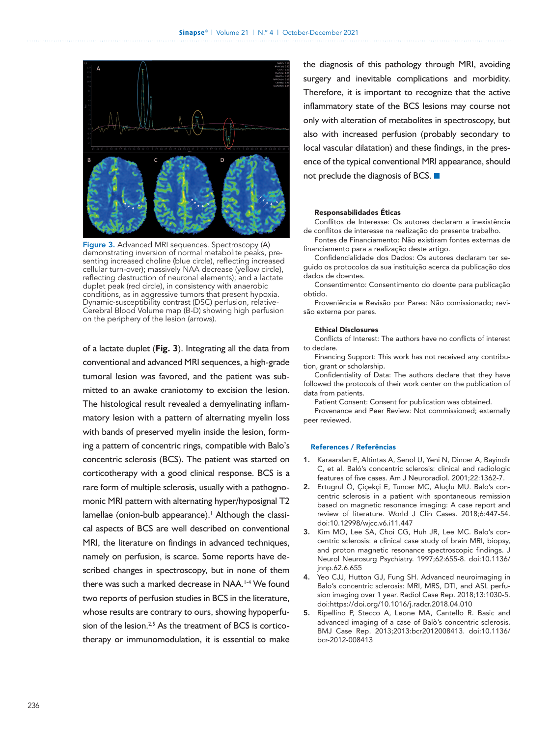Figure 3. Advanced MRI sequences. Spectroscopy (A) demonstrating inversion of normal metabolite peaks, presenting increased choline (blue circle), reflecting increased cellular turn-over); massively NAA decrease (yellow circle), reflecting destruction of neuronal elements); and a lactate duplet peak (red circle), in consistency with anaerobic conditions, as in aggressive tumors that present hypoxia. Dynamic-susceptibility contrast (DSC) perfusion, relative-Cerebral Blood Volume map (B-D) showing high perfusion on the periphery of the lesion (arrows).

of a lactate duplet (**Fig. 3**). Integrating all the data from conventional and advanced MRI sequences, a high-grade tumoral lesion was favored, and the patient was submitted to an awake craniotomy to excision the lesion. The histological result revealed a demyelinating inflammatory lesion with a pattern of alternating myelin loss with bands of preserved myelin inside the lesion, forming a pattern of concentric rings, compatible with Balo's concentric sclerosis (BCS). The patient was started on corticotherapy with a good clinical response. BCS is a rare form of multiple sclerosis, usually with a pathognomonic MRI pattern with alternating hyper/hyposignal T2 lamellae (onion-bulb appearance).[1] Although the classical aspects of BCS are well described on conventional MRI, the literature on findings in advanced techniques, namely on perfusion, is scarce. Some reports have described changes in spectroscopy, but in none of them there was such a marked decrease in NAA.[1-4] We found two reports of perfusion studies in BCS in the literature, whose results are contrary to ours, showing hypoperfusion of the lesion.[2,5] As the treatment of BCS is corticotherapy or immunomodulation, it is essential to make the diagnosis of this pathology through MRI, avoiding surgery and inevitable complications and morbidity. Therefore, it is important to recognize that the active inflammatory state of the BCS lesions may course not only with alteration of metabolites in spectroscopy, but also with increased perfusion (probably secondary to local vascular dilatation) and these findings, in the presence of the typical conventional MRI appearance, should not preclude the diagnosis of BCS. ■

#### Responsabilidades Éticas

Conflitos de Interesse: Os autores declaram a inexistência de conflitos de interesse na realização do presente trabalho.

Fontes de Financiamento: Não existiram fontes externas de financiamento para a realização deste artigo.

Confidencialidade dos Dados: Os autores declaram ter seguido os protocolos da sua instituição acerca da publicação dos dados de doentes.

Consentimento: Consentimento do doente para publicação obtido.

Proveniência e Revisão por Pares: Não comissionado; revisão externa por pares.

#### Ethical Disclosures

Conflicts of Interest: The authors have no conflicts of interest to declare.

Financing Support: This work has not received any contribution, grant or scholarship.

Confidentiality of Data: The authors declare that they have followed the protocols of their work center on the publication of data from patients.

Patient Consent: Consent for publication was obtained.

Provenance and Peer Review: Not commissioned; externally peer reviewed.

## References / Referências

1. Karaarslan E, Altintas A, Senol U, Yeni N, Dincer A, Bayindir C, et al. Baló's concentric sclerosis: clinical and radiologic features of five cases. Am J Neuroradiol. 2001;22:1362-7.
2. Ertugrul Ö, Çiçekçi E, Tuncer MC, Aluçlu MU. Balo's concentric sclerosis in a patient with spontaneous remission based on magnetic resonance imaging: A case report and review of literature. World J Clin Cases. 2018;6:447-54. doi:10.12998/wjcc.v6.i11.447
3. Kim MO, Lee SA, Choi CG, Huh JR, Lee MC. Balo's concentric sclerosis: a clinical case study of brain MRI, biopsy, and proton magnetic resonance spectroscopic findings. J Neurol Neurosurg Psychiatry. 1997;62:655-8. doi:10.1136/jnnp.62.6.655
4. Yeo CJJ, Hutton GJ, Fung SH. Advanced neuroimaging in Balo's concentric sclerosis: MRI, MRS, DTI, and ASL perfusion imaging over 1 year. Radiol Case Rep. 2018;13:1030-5. doi:https://doi.org/10.1016/j.radcr.2018.04.010
5. Ripellino P, Stecco A, Leone MA, Cantello R. Basic and advanced imaging of a case of Balò's concentric sclerosis. BMJ Case Rep. 2013;2013:bcr2012008413. doi:10.1136/bcr-2012-008413